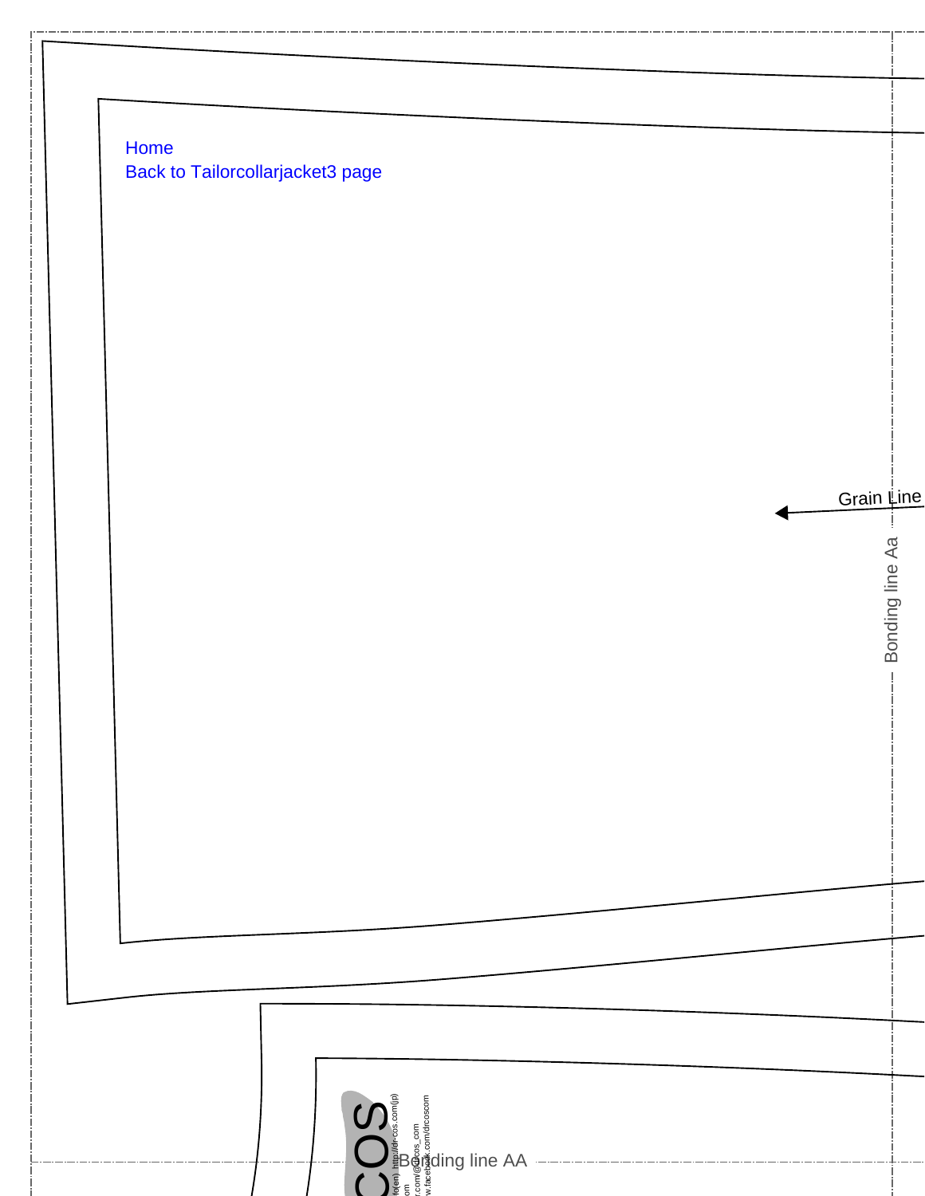Home
Back to Tailorcollarjacket3 page

Grain Line

Bonding line Aa

Bonding line AA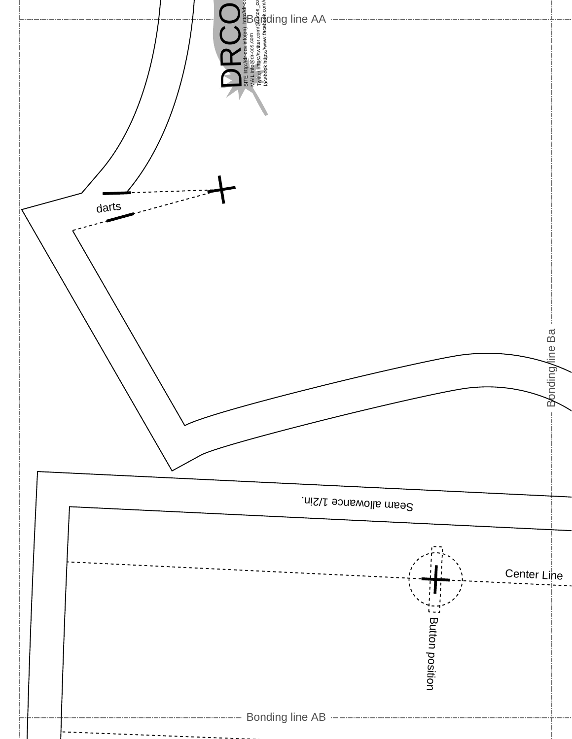Bonding line AA

DRCOS

SITE http://dr-cos.info(en) http://dr-co

MAIL info@dr-cos.com

Twitter https://twitter.com/@drcos_co

facebook https://www.facebook.com/

darts

Bonding line Ba

Seam allowance 1/2in.

Center Line

Button position

Bonding line AB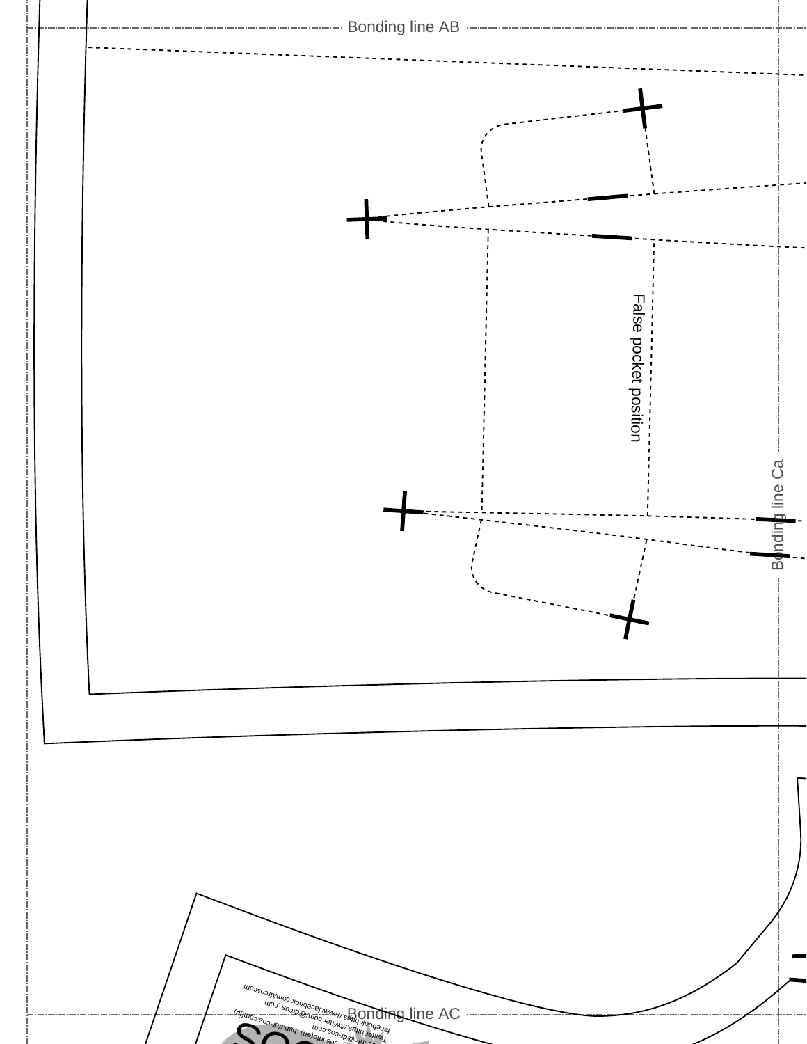Bonding line AB

False pocket position

Bonding line Ca

Bonding line AC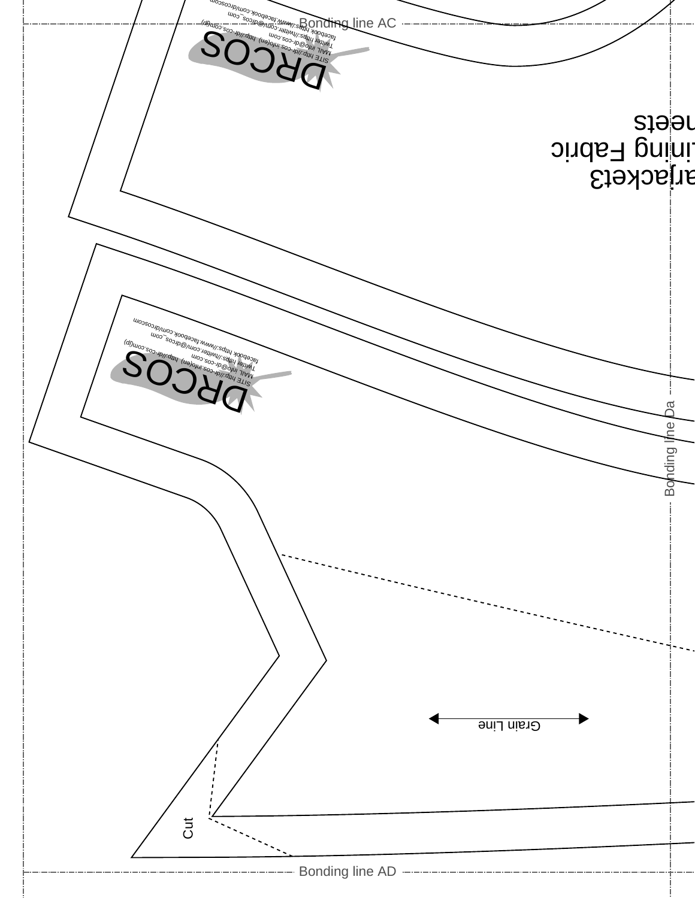Bonding line AC

DRCOS

SITE http://dr-cos.info(en) http://dr-cos.com(jp)
MAIL info@dr-cos.com
Twitter https://twitter.com/@drcos_com
facebook https://www.facebook.com/drcoscom

arjacket3
Lining Fabric
neets

DRCOS

SITE http://dr-cos.info(en) http://dr-cos.com(jp)
MAIL info@dr-cos.com
Twitter https://twitter.com/@drcos_com
facebook https://www.facebook.com/drcoscom

Bonding line Da

Grain Line

Cut

Bonding line AD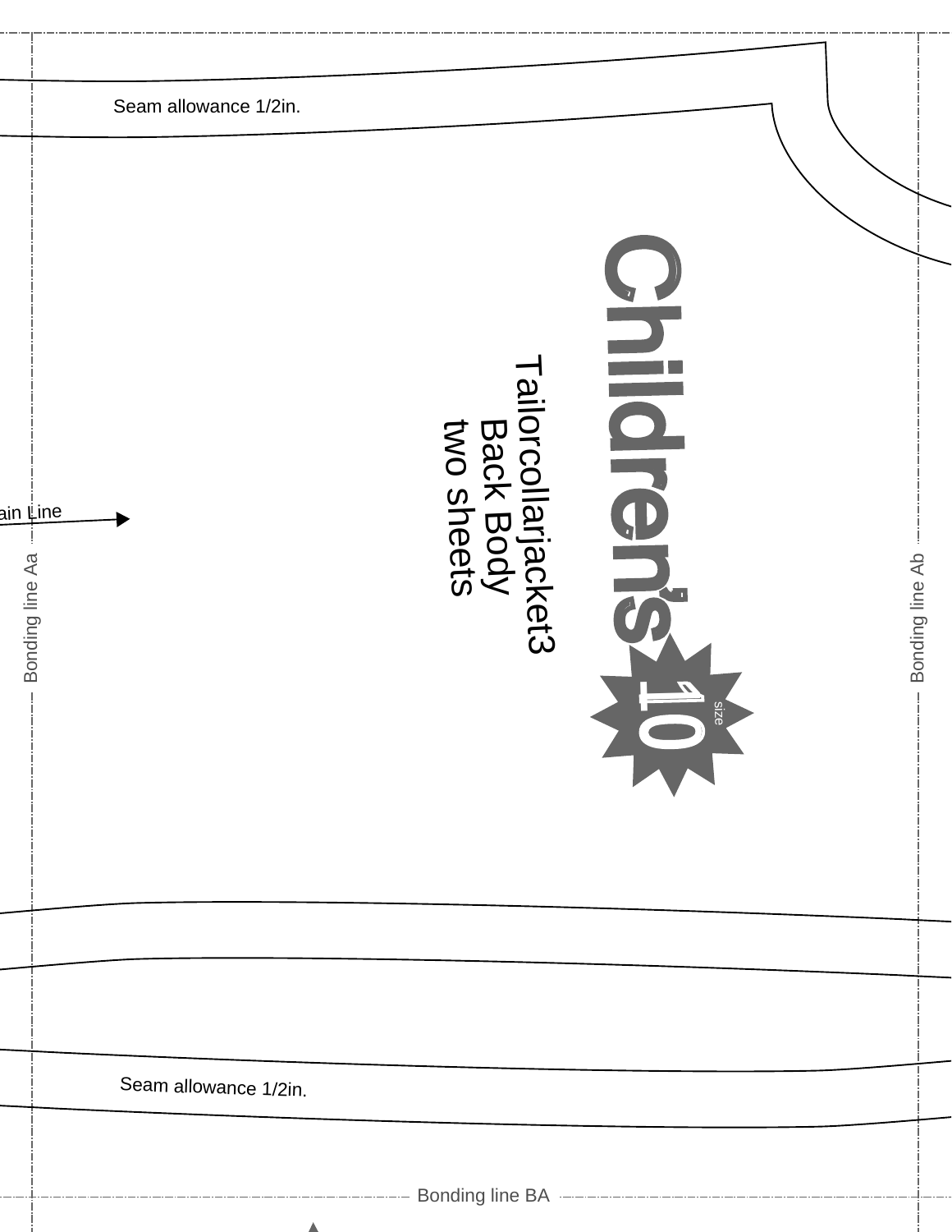Seam allowance 1/2in.

Children's

Tailorcollarjacket3
Back Body
two sheets

ain Line

Bonding line Aa

Bonding line Ab

10
size

Seam allowance 1/2in.

Bonding line BA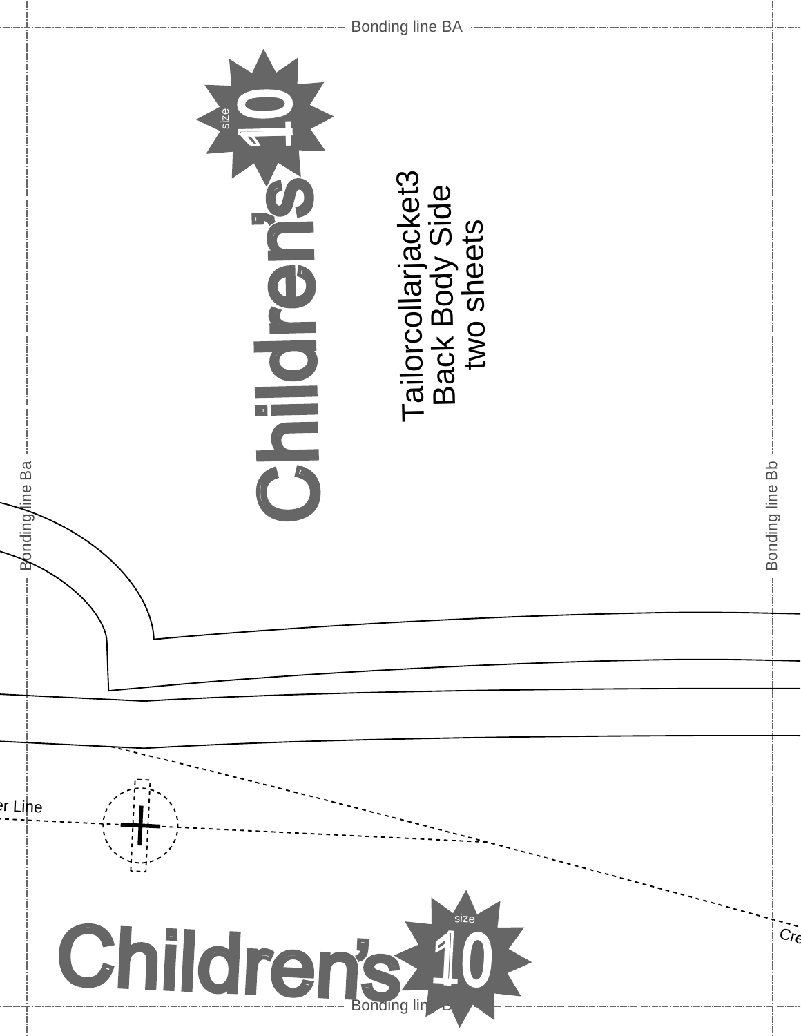Bonding line BA

size 10

Children's

Tailorcollarjacket3
Back Body Side
two sheets

Bonding line Ba

Bonding line Bb

er Line

Cre

Children's

size 10

Bonding line B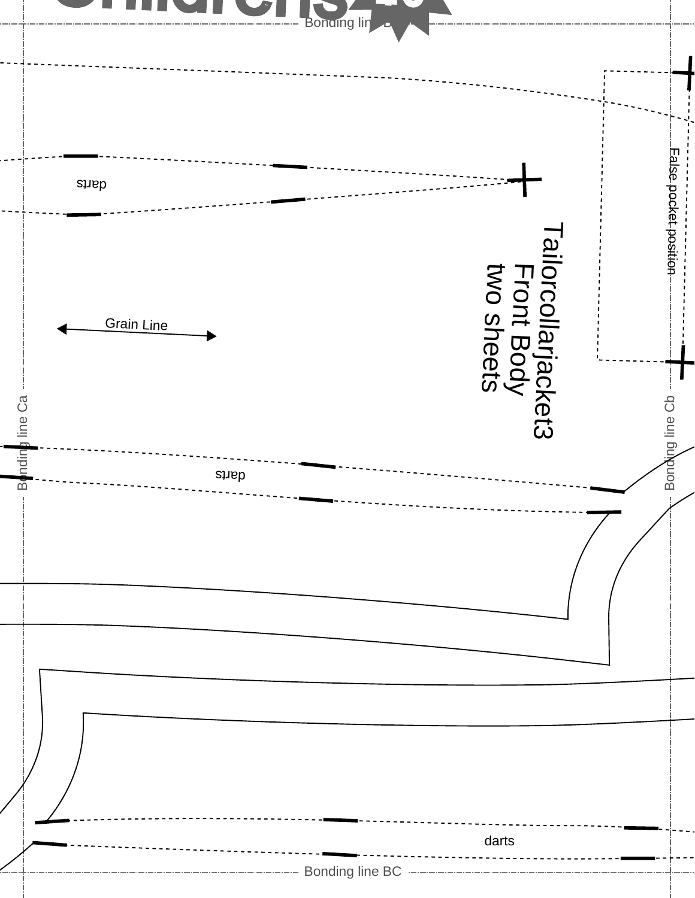Bonding line BB

darts

False pocket position

Tailorcollarjacket3
Front Body
two sheets

Grain Line

Bonding line Ca

Bonding line Cb

darts

darts

Bonding line BC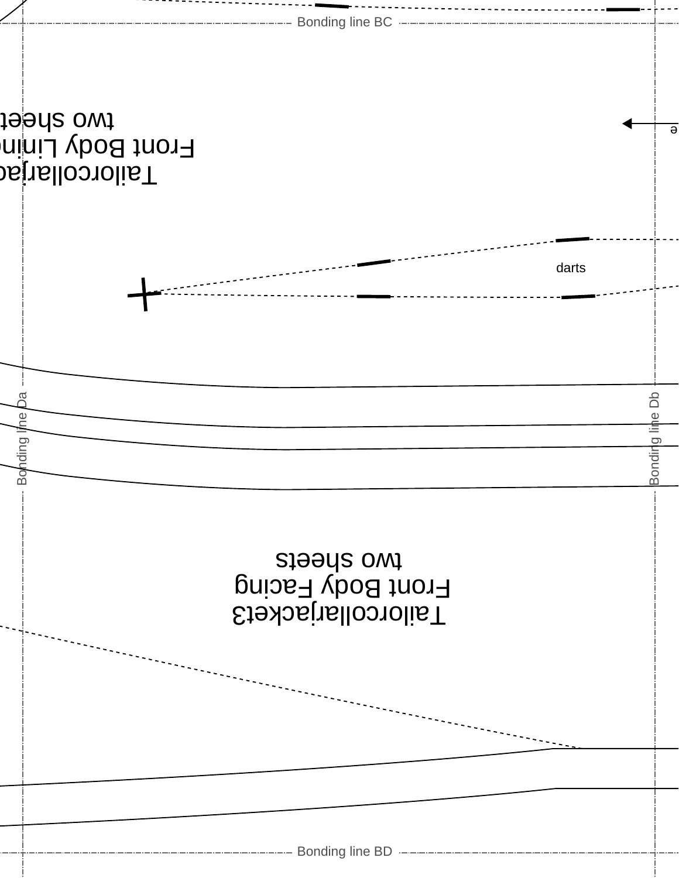Bonding line BC

Tailorcollarjac
Front Body Lining
two sheet

e

darts

Bonding line Da

Bonding line Db

Tailorcollarjacket3
Front Body Facing
two sheets

Bonding line BD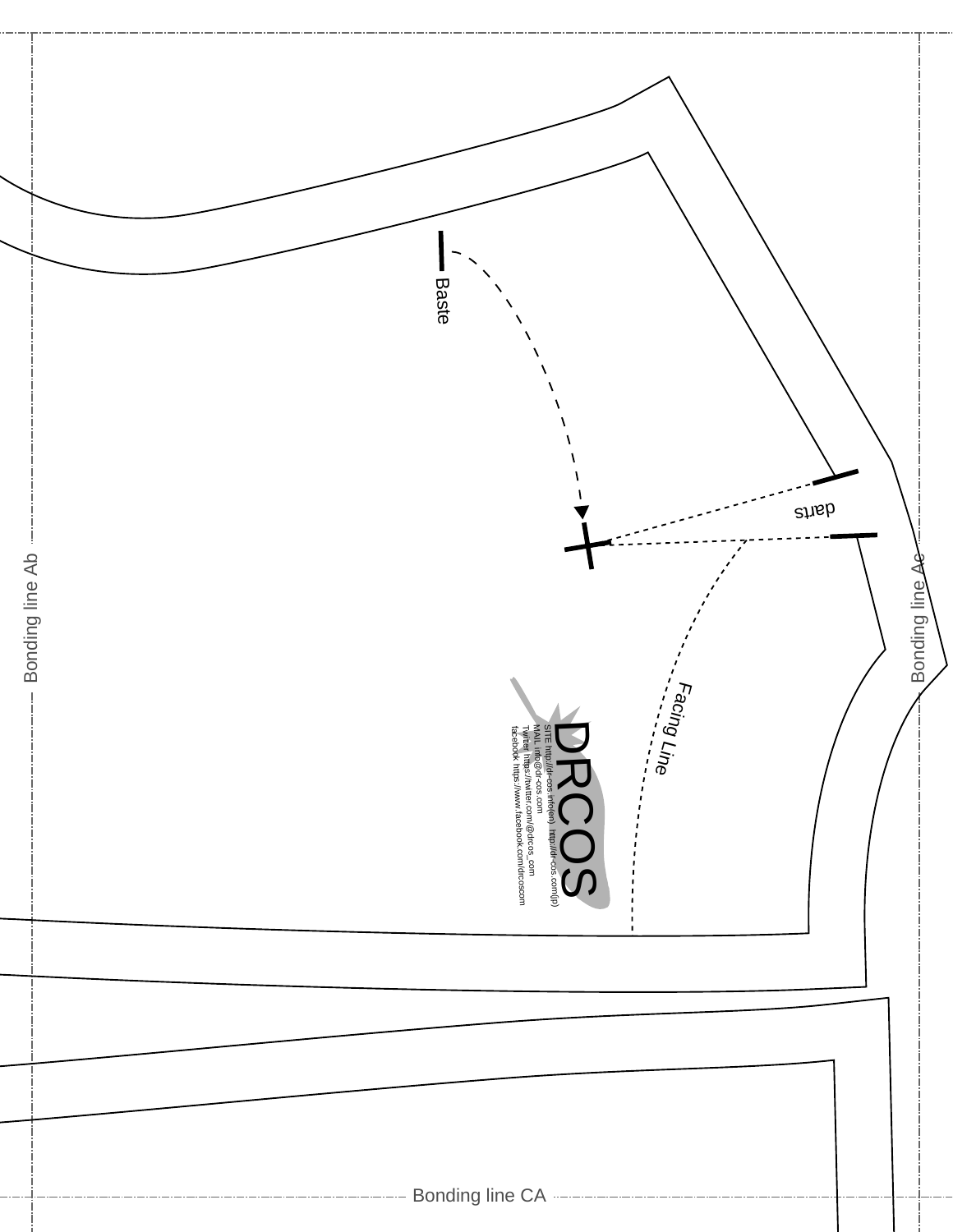Baste

darts

Facing Line

DRCOS

SITE http://dr-cos.info(en) http://dr-cos.com(jp)
MAIL info@dr-cos.com
Twitter https://twitter.com/@drcos_com
facebook https://www.facebook.com/drcoscom

Bonding line Ab

Bonding line Ae

Bonding line CA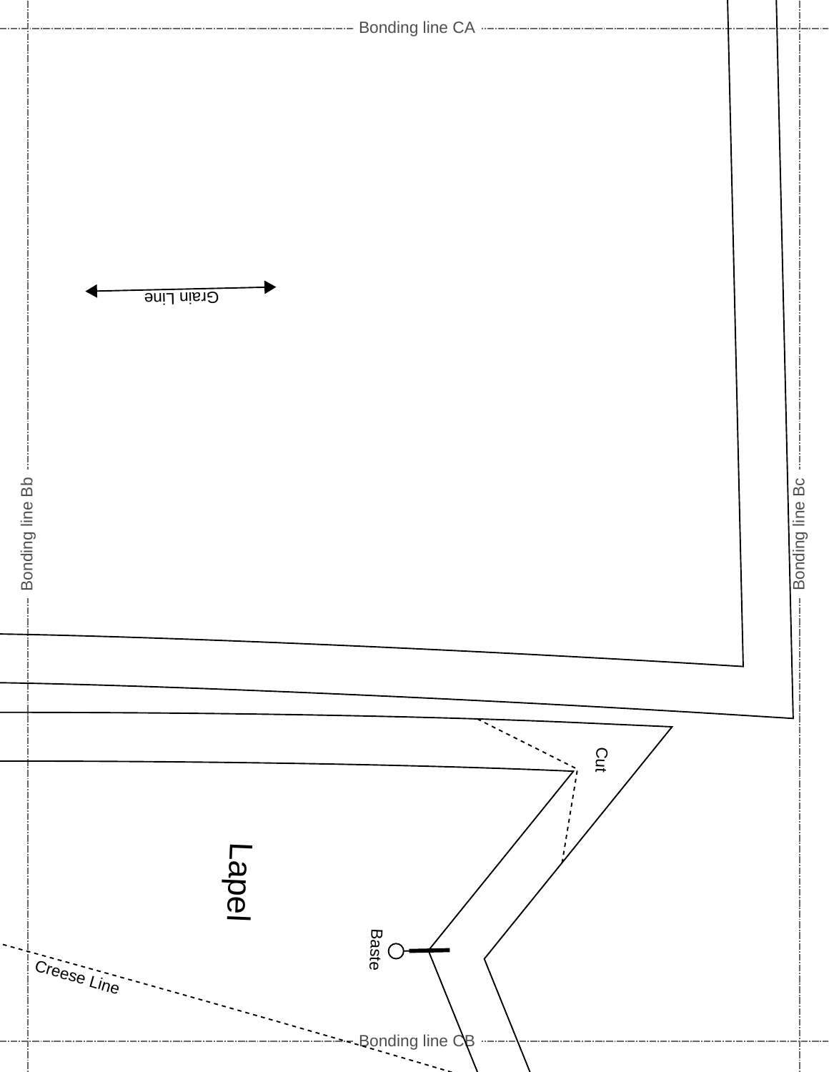Bonding line CA

Grain Line

Bonding line Bb

Bonding line Bc

Cut

Lapel

Baste

Creese Line

Bonding line CB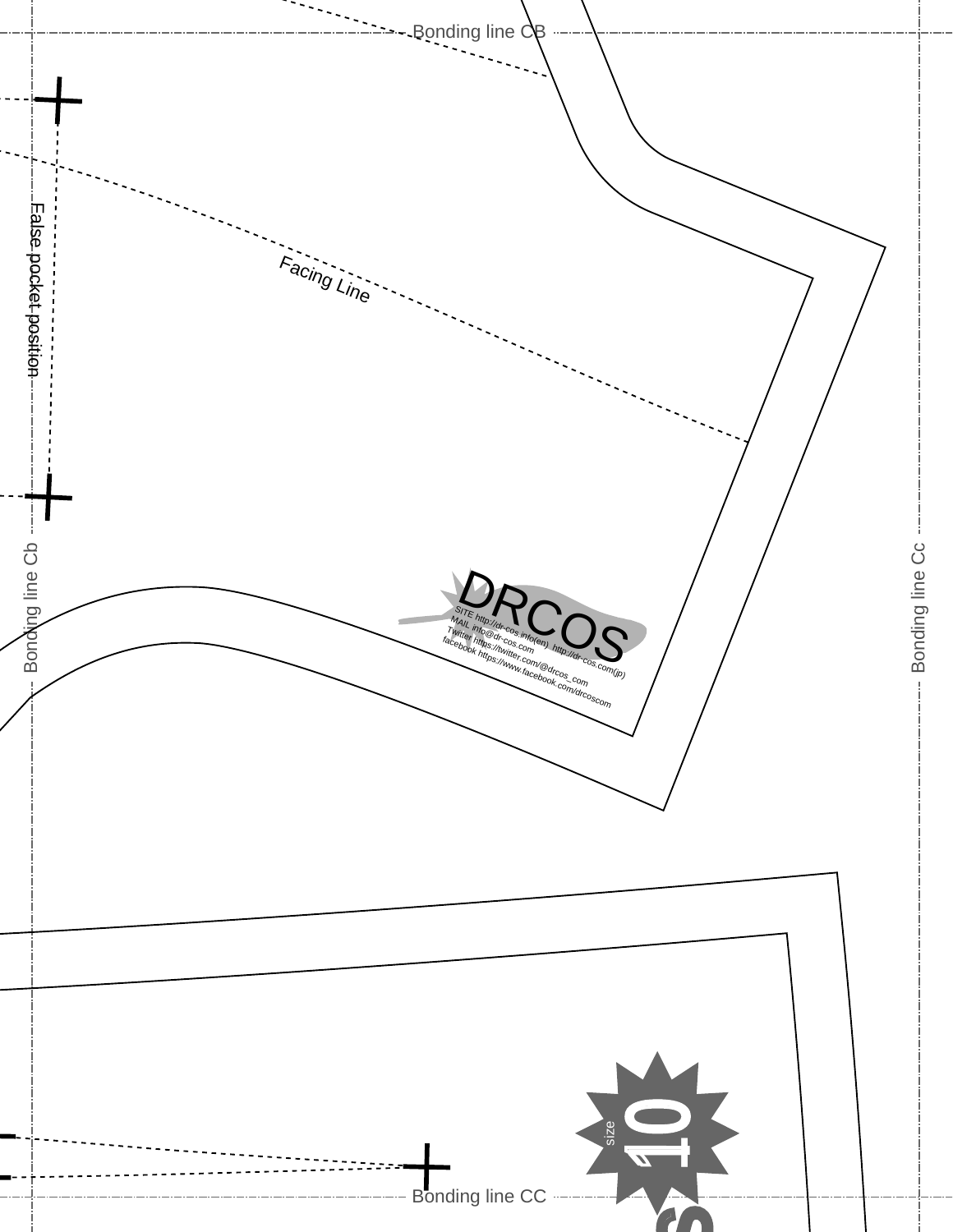Bonding line CB

False pocket position

Facing Line

Bonding line Cb

Bonding line Cc

DRCOS

SITE http://dr-cos.info(en) http://dr-cos.com(jp)
MAIL info@dr-cos.com
Twitter https://twitter.com/@drcos_com
facebook https://www.facebook.com/drcoscom

size 10

Bonding line CC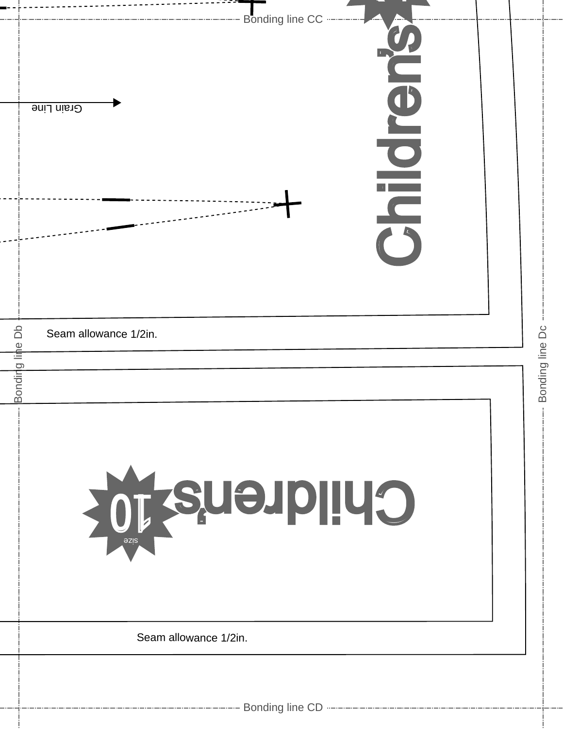Bonding line CC

Grain Line

Children's

Seam allowance 1/2in.

Bonding line Db

Bonding line Dc

Children's

10

size

Seam allowance 1/2in.

Bonding line CD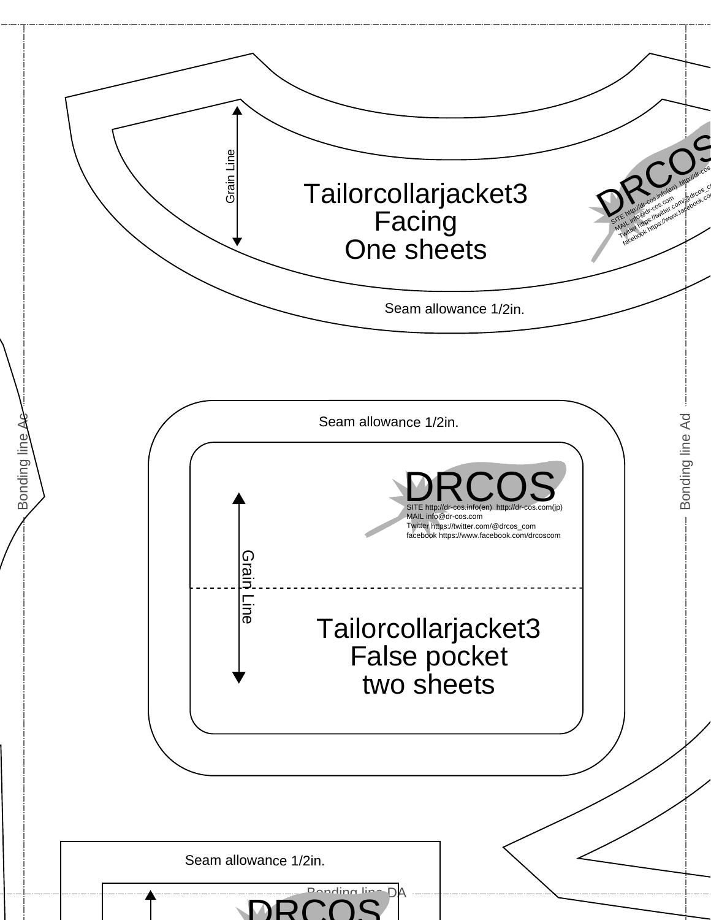Grain Line

Tailorcollarjacket3
Facing
One sheets

DRCOS
SITE http://dr-cos.info(en) http://dr-cos
MAIL info@dr-cos.com
Twitter https://twitter.com/@drcos_co
facebook https://www.facebook.co

Seam allowance 1/2in.

Bonding line Ac

Bonding line Ad

Seam allowance 1/2in.

DRCOS
SITE http://dr-cos.info(en) http://dr-cos.com(jp)
MAIL info@dr-cos.com
Twitter https://twitter.com/@drcos_com
facebook https://www.facebook.com/drcoscom

Grain Line

Tailorcollarjacket3
False pocket
two sheets

Seam allowance 1/2in.

Bonding line DA

DRCOS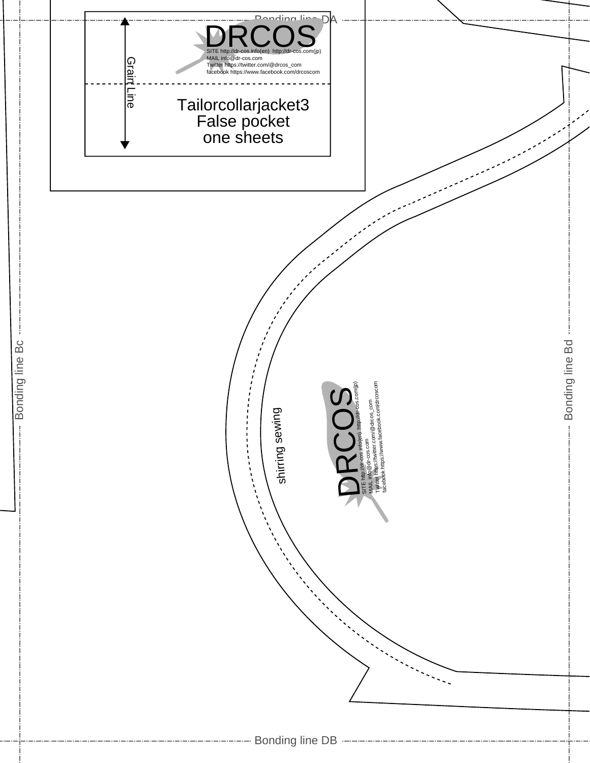Bonding line DA

DRCOS

SITE http://dr-cos.info(en) http://dr-cos.com(jp)
MAIL info@dr-cos.com
Twitter https://twitter.com/@drcos_com
facebook https://www.facebook.com/drcoscom

Grain Line

Tailorcollarjacket3
False pocket
one sheets

Bonding line Bc

Bonding line Bd

shirring sewing

DRCOS

SITE http://dr-cos.info(en) http://dr-cos.com(jp)
MAIL info@dr-cos.com
Twitter https://twitter.com/@drcos_com
facebook https://www.facebook.com/drcoscom

Bonding line DB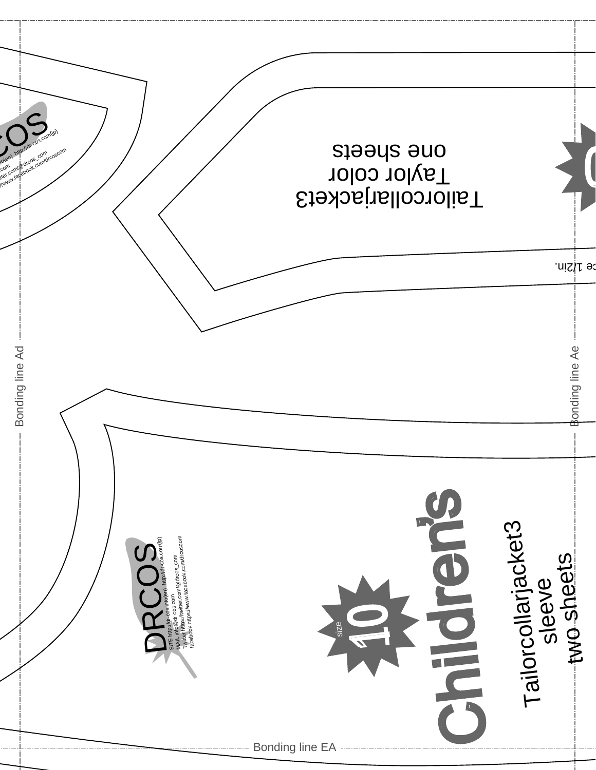Bonding line Ad

Bonding line Ae

Bonding line EA

COS

...fo(en) http://dr-cos.com(jp)

...com

...tter.com/@drcos_com

...//www.facebook.com/drcoscom

Tailorcollarjacket3

Taylor color

one sheets

...e 1/2in.

DRCOS

SITE http://dr-cos.info(en) http://dr-cos.com(jp)

MAIL info@dr-cos.com

Twitter https://twitter.com/@drcos_com

facebook https://www.facebook.com/drcoscom

size

10

Children's

Tailorcollarjacket3

sleeve

two sheets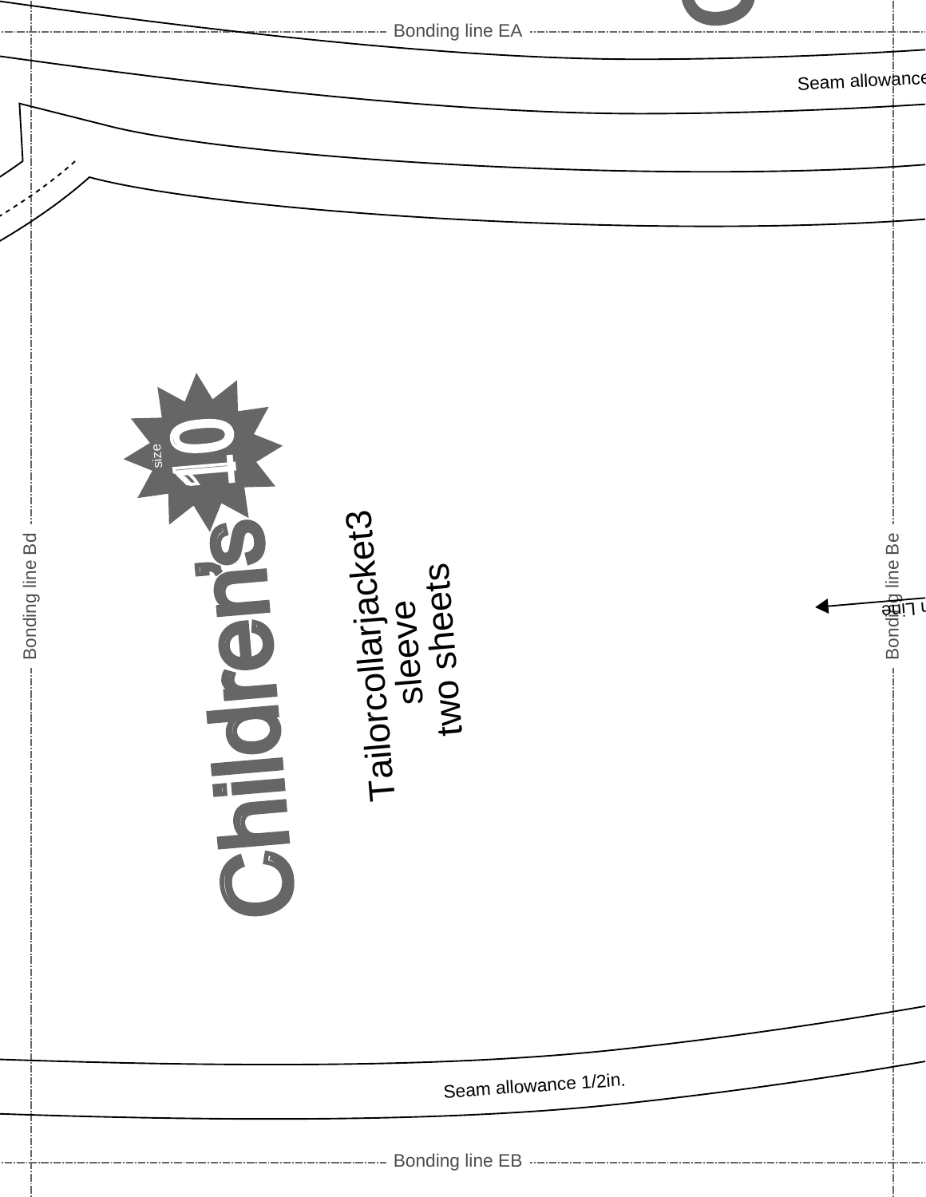Bonding line EA

Seam allowance

Bonding line Bd

Bonding line Be

size 10

Children's

Tailorcollarjacket3
sleeve
two sheets

Seam allowance 1/2in.

Bonding line EB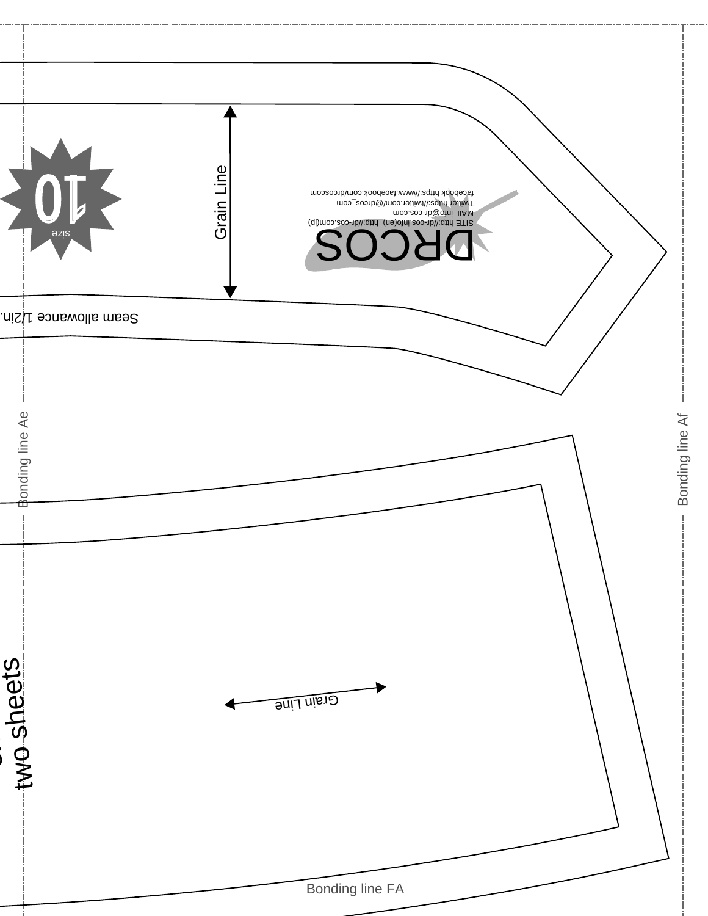size

10

Grain Line

DRCOS

SITE http://dr-cos.info(en) http://dr-cos.com(jp)
MAIL info@dr-cos.com
Twitter https://twitter.com/@drcos_com
facebook https://www.facebook.com/drcoscom

Seam allowance 1/2in.

Bonding line Ae

Bonding line Af

two sheets

Grain Line

Bonding line FA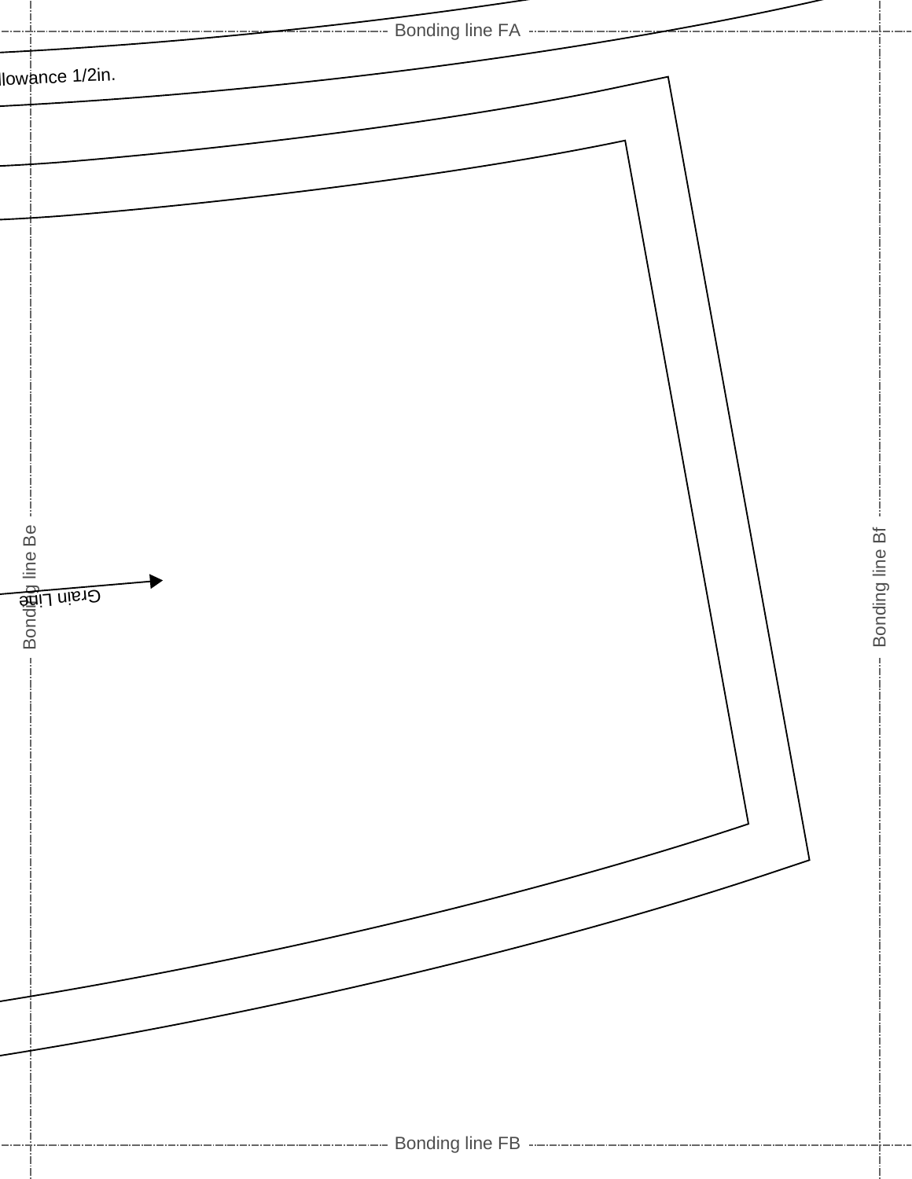Bonding line FA

llowance 1/2in.

Bonding line Be

Grain Line

Bonding line Bf

Bonding line FB